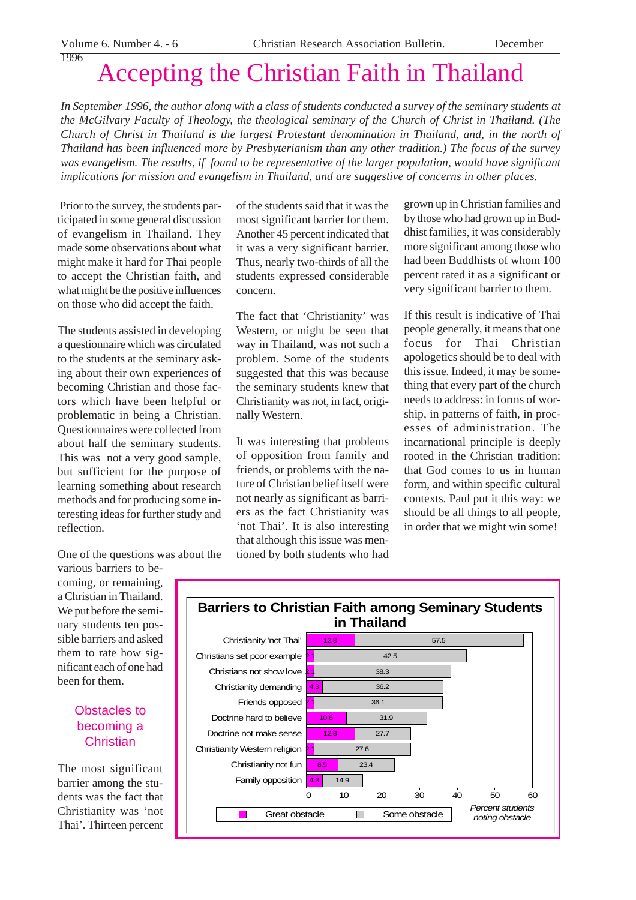# Accepting the Christian Faith in Thailand

*In September 1996, the author along with a class of students conducted a survey of the seminary students at the McGilvary Faculty of Theology, the theological seminary of the Church of Christ in Thailand. (The Church of Christ in Thailand is the largest Protestant denomination in Thailand, and, in the north of Thailand has been influenced more by Presbyterianism than any other tradition.) The focus of the survey was evangelism. The results, if found to be representative of the larger population, would have significant implications for mission and evangelism in Thailand, and are suggestive of concerns in other places.*

Prior to the survey, the students participated in some general discussion of evangelism in Thailand. They made some observations about what might make it hard for Thai people to accept the Christian faith, and what might be the positive influences on those who did accept the faith.

The students assisted in developing a questionnaire which was circulated to the students at the seminary asking about their own experiences of becoming Christian and those factors which have been helpful or problematic in being a Christian. Questionnaires were collected from about half the seminary students. This was not a very good sample, but sufficient for the purpose of learning something about research methods and for producing some interesting ideas for further study and reflection.

One of the questions was about the various barriers to becoming, or remaining, a Christian in Thailand. We put before the seminary students ten possible barriers and asked them to rate how significant each of one had been for them.

## Obstacles to becoming a Christian

The most significant barrier among the students was the fact that Christianity was 'not Thai'. Thirteen percent of the students said that it was the most significant barrier for them. Another 45 percent indicated that it was a very significant barrier. Thus, nearly two-thirds of all the students expressed considerable concern.

The fact that 'Christianity' was Western, or might be seen that way in Thailand, was not such a problem. Some of the students suggested that this was because the seminary students knew that Christianity was not, in fact, originally Western.

It was interesting that problems of opposition from family and friends, or problems with the nature of Christian belief itself were not nearly as significant as barriers as the fact Christianity was 'not Thai'. It is also interesting that although this issue was mentioned by both students who had grown up in Christian families and by those who had grown up in Buddhist families, it was considerably more significant among those who had been Buddhists of whom 100 percent rated it as a significant or very significant barrier to them.

If this result is indicative of Thai people generally, it means that one focus for Thai Christian apologetics should be to deal with this issue. Indeed, it may be something that every part of the church needs to address: in forms of worship, in patterns of faith, in processes of administration. The incarnational principle is deeply rooted in the Christian tradition: that God comes to us in human form, and within specific cultural contexts. Paul put it this way: we should be all things to all people, in order that we might win some!

**Barriers to Christian Faith among Seminary Students in Thailand**

| Barrier | Great obstacle (%) | Some obstacle (%) |
|---|---|---|
| Christianity 'not Thai' | 12.8 | 57.5 |
| Christians set poor example | 2.1 | 42.5 |
| Christians not show love | 2.1 | 38.3 |
| Christianity demanding | 4.3 | 36.2 |
| Friends opposed | 2.1 | 36.1 |
| Doctrine hard to believe | 10.6 | 31.9 |
| Doctrine not make sense | 12.8 | 27.7 |
| Christianity Western religion | 2.1 | 27.6 |
| Christianity not fun | 8.5 | 23.4 |
| Family opposition | 4.3 | 14.9 |

Percent students noting obstacle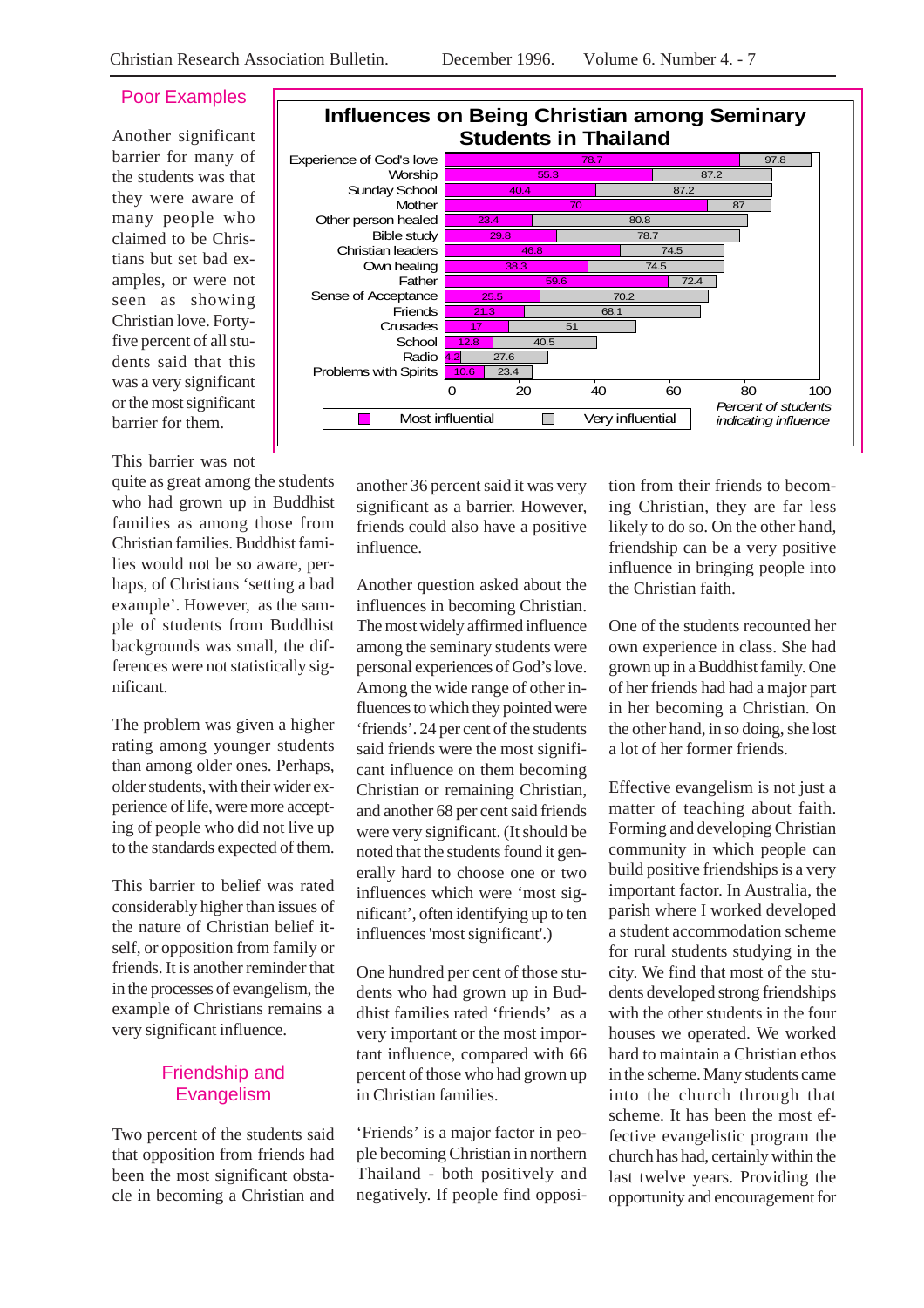## Poor Examples

Another significant barrier for many of the students was that they were aware of many people who claimed to be Christians but set bad examples, or were not seen as showing Christian love. Forty-five percent of all students said that this was a very significant or the most significant barrier for them.

**Influences on Being Christian among Seminary Students in Thailand**

| Influence | Most influential | Very influential |
|---|---|---|
| Experience of God's love | 78.7 | 97.8 |
| Worship | 55.3 | 87.2 |
| Sunday School | 40.4 | 87.2 |
| Mother | 70 | 87 |
| Other person healed | 23.4 | 80.8 |
| Bible study | 29.8 | 78.7 |
| Christian leaders | 46.8 | 74.5 |
| Own healing | 38.3 | 74.5 |
| Father | 59.6 | 72.4 |
| Sense of Acceptance | 25.5 | 70.2 |
| Friends | 21.3 | 68.1 |
| Crusades | 17 | 51 |
| School | 12.8 | 40.5 |
| Radio | 4.2 | 27.6 |
| Problems with Spirits | 10.6 | 23.4 |

*Percent of students indicating influence*

This barrier was not quite as great among the students who had grown up in Buddhist families as among those from Christian families. Buddhist families would not be so aware, perhaps, of Christians 'setting a bad example'. However, as the sample of students from Buddhist backgrounds was small, the differences were not statistically significant.

The problem was given a higher rating among younger students than among older ones. Perhaps, older students, with their wider experience of life, were more accepting of people who did not live up to the standards expected of them.

This barrier to belief was rated considerably higher than issues of the nature of Christian belief itself, or opposition from family or friends. It is another reminder that in the processes of evangelism, the example of Christians remains a very significant influence.

## Friendship and Evangelism

Two percent of the students said that opposition from friends had been the most significant obstacle in becoming a Christian and another 36 percent said it was very significant as a barrier. However, friends could also have a positive influence.

Another question asked about the influences in becoming Christian. The most widely affirmed influence among the seminary students were personal experiences of God's love. Among the wide range of other influences to which they pointed were 'friends'. 24 per cent of the students said friends were the most significant influence on them becoming Christian or remaining Christian, and another 68 per cent said friends were very significant. (It should be noted that the students found it generally hard to choose one or two influences which were 'most significant', often identifying up to ten influences 'most significant'.)

One hundred per cent of those students who had grown up in Buddhist families rated 'friends' as a very important or the most important influence, compared with 66 percent of those who had grown up in Christian families.

'Friends' is a major factor in people becoming Christian in northern Thailand - both positively and negatively. If people find opposition from their friends to becoming Christian, they are far less likely to do so. On the other hand, friendship can be a very positive influence in bringing people into the Christian faith.

One of the students recounted her own experience in class. She had grown up in a Buddhist family. One of her friends had had a major part in her becoming a Christian. On the other hand, in so doing, she lost a lot of her former friends.

Effective evangelism is not just a matter of teaching about faith. Forming and developing Christian community in which people can build positive friendships is a very important factor. In Australia, the parish where I worked developed a student accommodation scheme for rural students studying in the city. We find that most of the students developed strong friendships with the other students in the four houses we operated. We worked hard to maintain a Christian ethos in the scheme. Many students came into the church through that scheme. It has been the most effective evangelistic program the church has had, certainly within the last twelve years. Providing the opportunity and encouragement for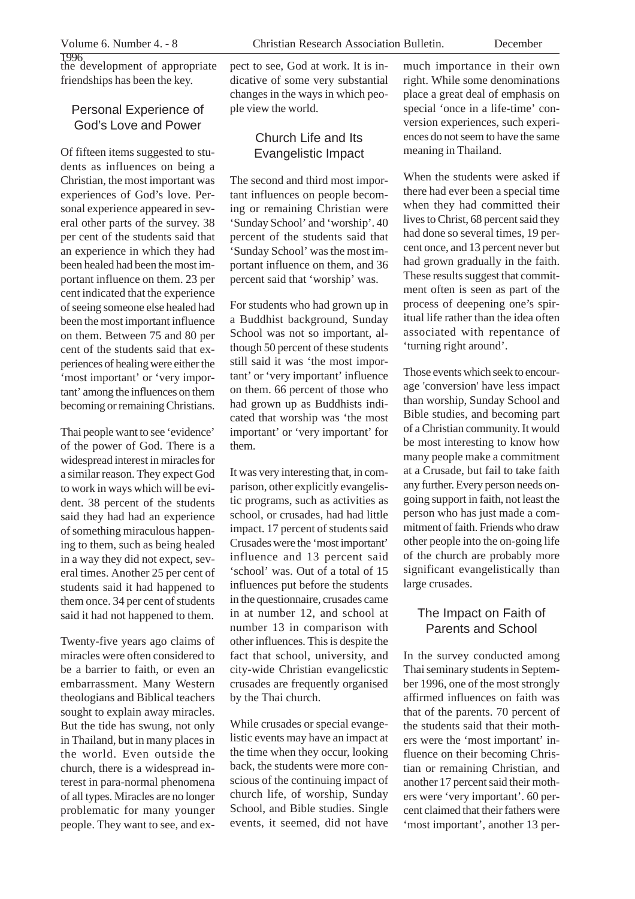the development of appropriate friendships has been the key.

## Personal Experience of God's Love and Power

Of fifteen items suggested to students as influences on being a Christian, the most important was experiences of God's love. Personal experience appeared in several other parts of the survey. 38 per cent of the students said that an experience in which they had been healed had been the most important influence on them. 23 per cent indicated that the experience of seeing someone else healed had been the most important influence on them. Between 75 and 80 per cent of the students said that experiences of healing were either the 'most important' or 'very important' among the influences on them becoming or remaining Christians.

Thai people want to see 'evidence' of the power of God. There is a widespread interest in miracles for a similar reason. They expect God to work in ways which will be evident. 38 percent of the students said they had had an experience of something miraculous happening to them, such as being healed in a way they did not expect, several times. Another 25 per cent of students said it had happened to them once. 34 per cent of students said it had not happened to them.

Twenty-five years ago claims of miracles were often considered to be a barrier to faith, or even an embarrassment. Many Western theologians and Biblical teachers sought to explain away miracles. But the tide has swung, not only in Thailand, but in many places in the world. Even outside the church, there is a widespread interest in para-normal phenomena of all types. Miracles are no longer problematic for many younger people. They want to see, and expect to see, God at work. It is indicative of some very substantial changes in the ways in which people view the world.

## Church Life and Its Evangelistic Impact

The second and third most important influences on people becoming or remaining Christian were 'Sunday School' and 'worship'. 40 percent of the students said that 'Sunday School' was the most important influence on them, and 36 percent said that 'worship' was.

For students who had grown up in a Buddhist background, Sunday School was not so important, although 50 percent of these students still said it was 'the most important' or 'very important' influence on them. 66 percent of those who had grown up as Buddhists indicated that worship was 'the most important' or 'very important' for them.

It was very interesting that, in comparison, other explicitly evangelistic programs, such as activities as school, or crusades, had had little impact. 17 percent of students said Crusades were the 'most important' influence and 13 percent said 'school' was. Out of a total of 15 influences put before the students in the questionnaire, crusades came in at number 12, and school at number 13 in comparison with other influences. This is despite the fact that school, university, and city-wide Christian evangelicstic crusades are frequently organised by the Thai church.

While crusades or special evangelistic events may have an impact at the time when they occur, looking back, the students were more conscious of the continuing impact of church life, of worship, Sunday School, and Bible studies. Single events, it seemed, did not have much importance in their own right. While some denominations place a great deal of emphasis on special 'once in a life-time' conversion experiences, such experiences do not seem to have the same meaning in Thailand.

When the students were asked if there had ever been a special time when they had committed their lives to Christ, 68 percent said they had done so several times, 19 percent once, and 13 percent never but had grown gradually in the faith. These results suggest that commitment often is seen as part of the process of deepening one's spiritual life rather than the idea often associated with repentance of 'turning right around'.

Those events which seek to encourage 'conversion' have less impact than worship, Sunday School and Bible studies, and becoming part of a Christian community. It would be most interesting to know how many people make a commitment at a Crusade, but fail to take faith any further. Every person needs ongoing support in faith, not least the person who has just made a commitment of faith. Friends who draw other people into the on-going life of the church are probably more significant evangelistically than large crusades.

## The Impact on Faith of Parents and School

In the survey conducted among Thai seminary students in September 1996, one of the most strongly affirmed influences on faith was that of the parents. 70 percent of the students said that their mothers were the 'most important' influence on their becoming Christian or remaining Christian, and another 17 percent said their mothers were 'very important'. 60 percent claimed that their fathers were 'most important', another 13 per-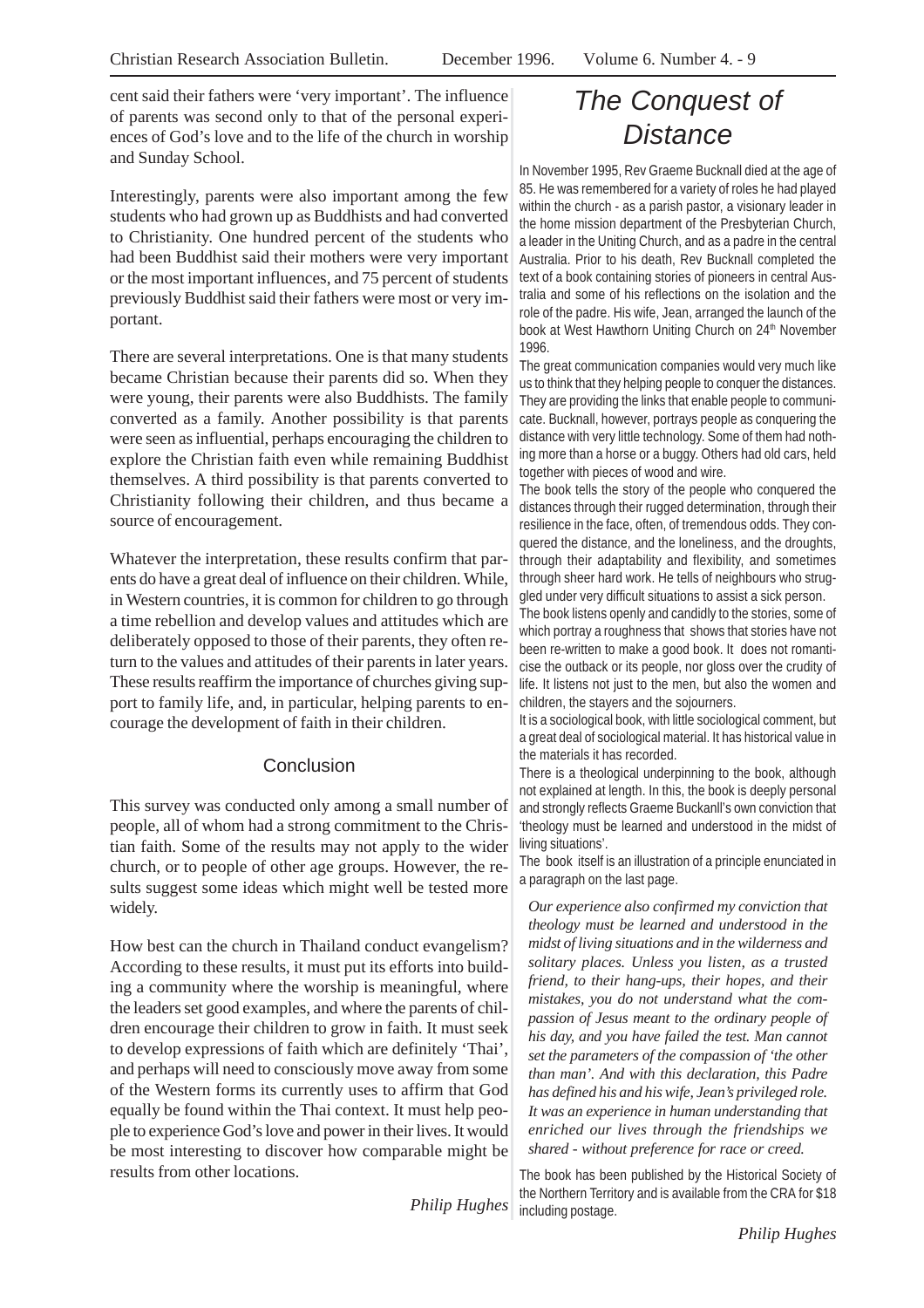cent said their fathers were 'very important'. The influence of parents was second only to that of the personal experiences of God's love and to the life of the church in worship and Sunday School.

Interestingly, parents were also important among the few students who had grown up as Buddhists and had converted to Christianity. One hundred percent of the students who had been Buddhist said their mothers were very important or the most important influences, and 75 percent of students previously Buddhist said their fathers were most or very important.

There are several interpretations. One is that many students became Christian because their parents did so. When they were young, their parents were also Buddhists. The family converted as a family. Another possibility is that parents were seen as influential, perhaps encouraging the children to explore the Christian faith even while remaining Buddhist themselves. A third possibility is that parents converted to Christianity following their children, and thus became a source of encouragement.

Whatever the interpretation, these results confirm that parents do have a great deal of influence on their children. While, in Western countries, it is common for children to go through a time rebellion and develop values and attitudes which are deliberately opposed to those of their parents, they often return to the values and attitudes of their parents in later years. These results reaffirm the importance of churches giving support to family life, and, in particular, helping parents to encourage the development of faith in their children.

## Conclusion

This survey was conducted only among a small number of people, all of whom had a strong commitment to the Christian faith. Some of the results may not apply to the wider church, or to people of other age groups. However, the results suggest some ideas which might well be tested more widely.

How best can the church in Thailand conduct evangelism? According to these results, it must put its efforts into building a community where the worship is meaningful, where the leaders set good examples, and where the parents of children encourage their children to grow in faith. It must seek to develop expressions of faith which are definitely 'Thai', and perhaps will need to consciously move away from some of the Western forms its currently uses to affirm that God equally be found within the Thai context. It must help people to experience God's love and power in their lives. It would be most interesting to discover how comparable might be results from other locations.

*Philip Hughes*

# *The Conquest of Distance*

In November 1995, Rev Graeme Bucknall died at the age of 85. He was remembered for a variety of roles he had played within the church - as a parish pastor, a visionary leader in the home mission department of the Presbyterian Church, a leader in the Uniting Church, and as a padre in the central Australia. Prior to his death, Rev Bucknall completed the text of a book containing stories of pioneers in central Australia and some of his reflections on the isolation and the role of the padre. His wife, Jean, arranged the launch of the book at West Hawthorn Uniting Church on 24th November 1996.

The great communication companies would very much like us to think that they helping people to conquer the distances. They are providing the links that enable people to communicate. Bucknall, however, portrays people as conquering the distance with very little technology. Some of them had nothing more than a horse or a buggy. Others had old cars, held together with pieces of wood and wire.

The book tells the story of the people who conquered the distances through their rugged determination, through their resilience in the face, often, of tremendous odds. They conquered the distance, and the loneliness, and the droughts, through their adaptability and flexibility, and sometimes through sheer hard work. He tells of neighbours who struggled under very difficult situations to assist a sick person.

The book listens openly and candidly to the stories, some of which portray a roughness that shows that stories have not been re-written to make a good book. It does not romanticise the outback or its people, nor gloss over the crudity of life. It listens not just to the men, but also the women and children, the stayers and the sojourners.

It is a sociological book, with little sociological comment, but a great deal of sociological material. It has historical value in the materials it has recorded.

There is a theological underpinning to the book, although not explained at length. In this, the book is deeply personal and strongly reflects Graeme Buckanll's own conviction that 'theology must be learned and understood in the midst of living situations'.

The book itself is an illustration of a principle enunciated in a paragraph on the last page.

> *Our experience also confirmed my conviction that theology must be learned and understood in the midst of living situations and in the wilderness and solitary places. Unless you listen, as a trusted friend, to their hang-ups, their hopes, and their mistakes, you do not understand what the compassion of Jesus meant to the ordinary people of his day, and you have failed the test. Man cannot set the parameters of the compassion of 'the other than man'. And with this declaration, this Padre has defined his and his wife, Jean's privileged role. It was an experience in human understanding that enriched our lives through the friendships we shared - without preference for race or creed.*

The book has been published by the Historical Society of the Northern Territory and is available from the CRA for $18 including postage.

*Philip Hughes*